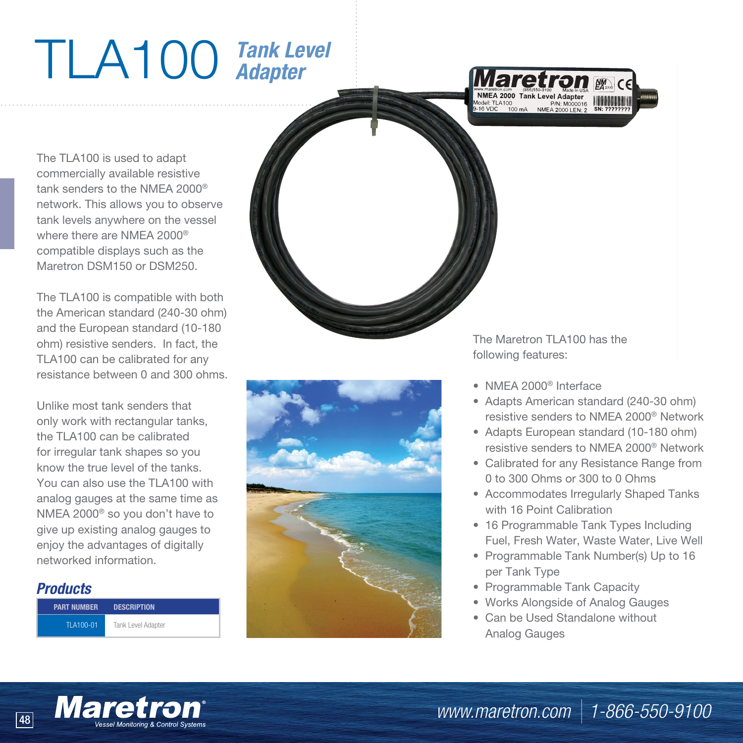# TLA100 *Tank Level Adapter*

The TLA100 is used to adapt commercially available resistive tank senders to the NMEA 2000® network. This allows you to observe tank levels anywhere on the vessel where there are NMEA 2000® compatible displays such as the Maretron DSM150 or DSM250.

The TLA100 is compatible with both the American standard (240-30 ohm) and the European standard (10-180 ohm) resistive senders. In fact, the TLA100 can be calibrated for any resistance between 0 and 300 ohms.

Unlike most tank senders that only work with rectangular tanks, the TLA100 can be calibrated for irregular tank shapes so you know the true level of the tanks. You can also use the TLA100 with analog gauges at the same time as NMEA 2000® so you don't have to give up existing analog gauges to enjoy the advantages of digitally networked information.

## *Products*

| PART NUMBER | DESCRIPTION |
|---|---|
| TLA100-01 | Tank Level Adapter |

The Maretron TLA100 has the following features:

- NMEA 2000® Interface
- Adapts American standard (240-30 ohm) resistive senders to NMEA 2000® Network
- Adapts European standard (10-180 ohm) resistive senders to NMEA 2000® Network
- Calibrated for any Resistance Range from 0 to 300 Ohms or 300 to 0 Ohms
- Accommodates Irregularly Shaped Tanks with 16 Point Calibration
- 16 Programmable Tank Types Including Fuel, Fresh Water, Waste Water, Live Well
- Programmable Tank Number(s) Up to 16 per Tank Type
- Programmable Tank Capacity
- Works Alongside of Analog Gauges
- Can be Used Standalone without Analog Gauges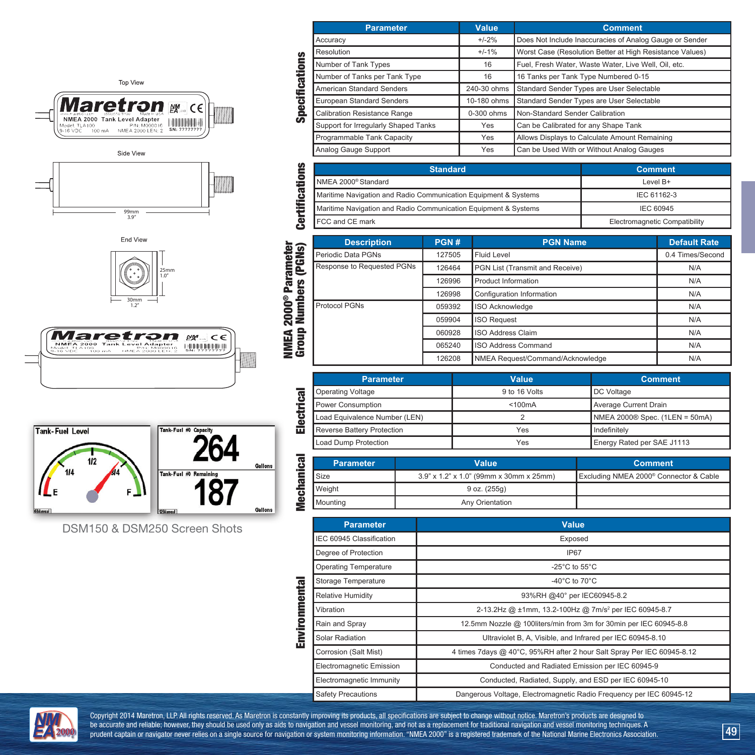Top View

Side View

99mm
3.9"

End View

25mm
1.0"

30mm
1.2"

DSM150 & DSM250 Screen Shots

## Specifications

| Parameter | Value | Comment |
|---|---|---|
| Accuracy | +/-2% | Does Not Include Inaccuracies of Analog Gauge or Sender |
| Resolution | +/-1% | Worst Case (Resolution Better at High Resistance Values) |
| Number of Tank Types | 16 | Fuel, Fresh Water, Waste Water, Live Well, Oil, etc. |
| Number of Tanks per Tank Type | 16 | 16 Tanks per Tank Type Numbered 0-15 |
| American Standard Senders | 240-30 ohms | Standard Sender Types are User Selectable |
| European Standard Senders | 10-180 ohms | Standard Sender Types are User Selectable |
| Calibration Resistance Range | 0-300 ohms | Non-Standard Sender Calibration |
| Support for Irregularly Shaped Tanks | Yes | Can be Calibrated for any Shape Tank |
| Programmable Tank Capacity | Yes | Allows Displays to Calculate Amount Remaining |
| Analog Gauge Support | Yes | Can be Used With or Without Analog Gauges |

## Certifications

| Standard | Comment |
|---|---|
| NMEA 2000® Standard | Level B+ |
| Maritime Navigation and Radio Communication Equipment & Systems | IEC 61162-3 |
| Maritime Navigation and Radio Communication Equipment & Systems | IEC 60945 |
| FCC and CE mark | Electromagnetic Compatibility |

## NMEA 2000® Parameter Group Numbers (PGNs)

| Description | PGN # | PGN Name | Default Rate |
|---|---|---|---|
| Periodic Data PGNs | 127505 | Fluid Level | 0.4 Times/Second |
| Response to Requested PGNs | 126464 | PGN List (Transmit and Receive) | N/A |
| | 126996 | Product Information | N/A |
| | 126998 | Configuration Information | N/A |
| Protocol PGNs | 059392 | ISO Acknowledge | N/A |
| | 059904 | ISO Request | N/A |
| | 060928 | ISO Address Claim | N/A |
| | 065240 | ISO Address Command | N/A |
| | 126208 | NMEA Request/Command/Acknowledge | N/A |

## Electrical

| Parameter | Value | Comment |
|---|---|---|
| Operating Voltage | 9 to 16 Volts | DC Voltage |
| Power Consumption | <100mA | Average Current Drain |
| Load Equivalence Number (LEN) | 2 | NMEA 2000® Spec. (1LEN = 50mA) |
| Reverse Battery Protection | Yes | Indefinitely |
| Load Dump Protection | Yes | Energy Rated per SAE J1113 |

## Mechanical

| Parameter | Value | Comment |
|---|---|---|
| Size | 3.9" x 1.2" x 1.0" (99mm x 30mm x 25mm) | Excluding NMEA 2000® Connector & Cable |
| Weight | 9 oz. (255g) | |
| Mounting | Any Orientation | |

## Environmental

| Parameter | Value |
|---|---|
| IEC 60945 Classification | Exposed |
| Degree of Protection | IP67 |
| Operating Temperature | -25°C to 55°C |
| Storage Temperature | -40°C to 70°C |
| Relative Humidity | 93%RH @40° per IEC60945-8.2 |
| Vibration | 2-13.2Hz @ ±1mm, 13.2-100Hz @ 7m/s² per IEC 60945-8.7 |
| Rain and Spray | 12.5mm Nozzle @ 100liters/min from 3m for 30min per IEC 60945-8.8 |
| Solar Radiation | Ultraviolet B, A, Visible, and Infrared per IEC 60945-8.10 |
| Corrosion (Salt Mist) | 4 times 7days @ 40°C, 95%RH after 2 hour Salt Spray Per IEC 60945-8.12 |
| Electromagnetic Emission | Conducted and Radiated Emission per IEC 60945-9 |
| Electromagnetic Immunity | Conducted, Radiated, Supply, and ESD per IEC 60945-10 |
| Safety Precautions | Dangerous Voltage, Electromagnetic Radio Frequency per IEC 60945-12 |

Copyright 2014 Maretron, LLP. All rights reserved. As Maretron is constantly improving its products, all specifications are subject to change without notice. Maretron's products are designed to be accurate and reliable; however, they should be used only as aids to navigation and vessel monitoring, and not as a replacement for traditional navigation and vessel monitoring techniques. A prudent captain or navigator never relies on a single source for navigation or system monitoring information. "NMEA 2000" is a registered trademark of the National Marine Electronics Association.